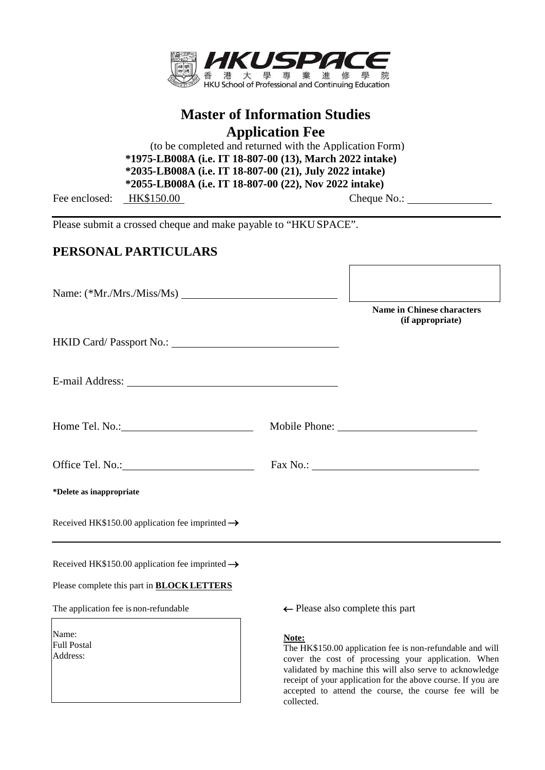HKUSPACE
香港大學專業進修學院
HKU School of Professional and Continuing Education

# Master of Information Studies
## Application Fee

(to be completed and returned with the Application Form)

**\*1975-LB008A (i.e. IT 18-807-00 (13), March 2022 intake)**
**\*2035-LB008A (i.e. IT 18-807-00 (21), July 2022 intake)**
**\*2055-LB008A (i.e. IT 18-807-00 (22), Nov 2022 intake)**

Fee enclosed: HK$150.00 Cheque No.: ______________

Please submit a crossed cheque and make payable to "HKU SPACE".

## PERSONAL PARTICULARS

Name: (*Mr./Mrs./Miss/Ms) ______________________

**Name in Chinese characters (if appropriate)**

HKID Card/ Passport No.: ______________________

E-mail Address: ______________________

Home Tel. No.: ______________________ Mobile Phone: ______________________

Office Tel. No.: ______________________ Fax No.: ______________________

**\*Delete as inappropriate**

Received HK$150.00 application fee imprinted →

---

Received HK$150.00 application fee imprinted →

Please complete this part in **BLOCK LETTERS**

The application fee is non-refundable

← Please also complete this part

Name:
Full Postal
Address:

**Note:**
The HK$150.00 application fee is non-refundable and will cover the cost of processing your application. When validated by machine this will also serve to acknowledge receipt of your application for the above course. If you are accepted to attend the course, the course fee will be collected.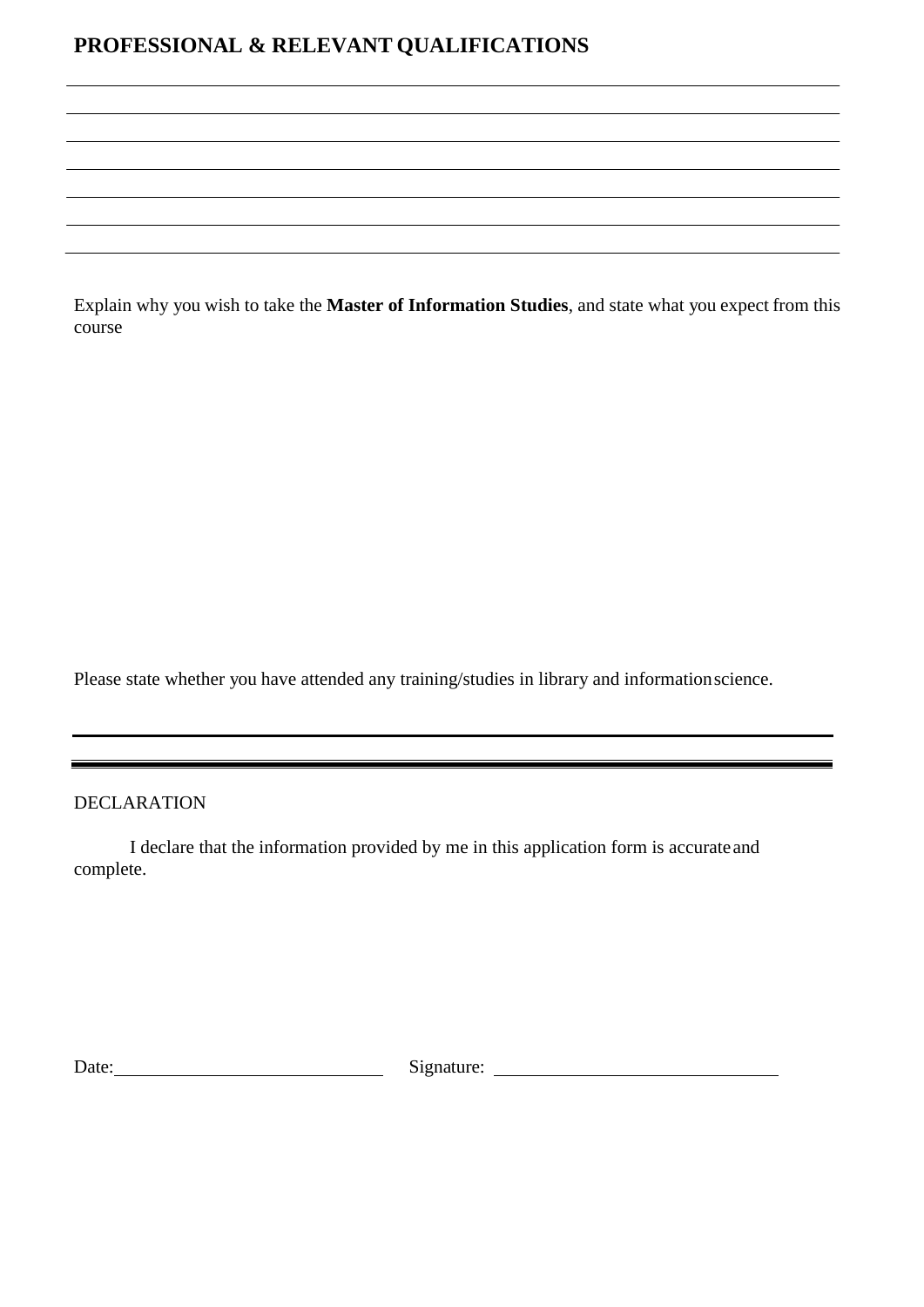## PROFESSIONAL & RELEVANT QUALIFICATIONS

Explain why you wish to take the **Master of Information Studies**, and state what you expect from this course

Please state whether you have attended any training/studies in library and information science.

DECLARATION

I declare that the information provided by me in this application form is accurate and complete.

Date: \_\_\_\_\_\_\_\_\_\_\_\_\_\_\_\_\_\_\_\_\_\_\_\_\_\_\_\_ Signature: \_\_\_\_\_\_\_\_\_\_\_\_\_\_\_\_\_\_\_\_\_\_\_\_\_\_\_\_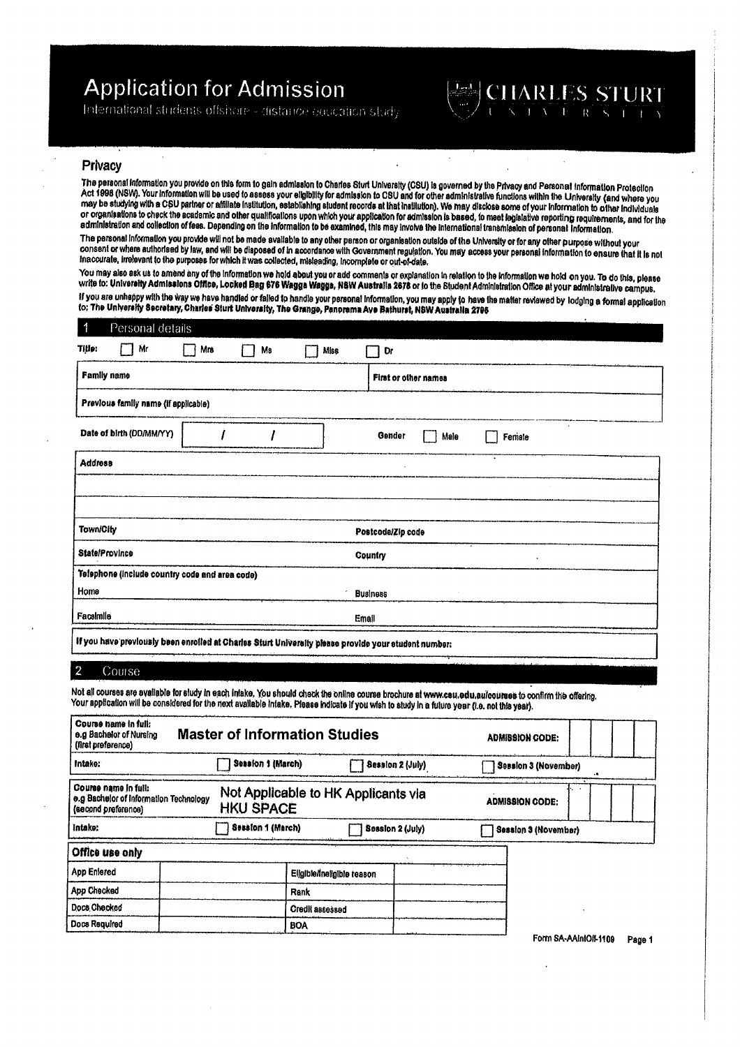# Application for Admission

International students offshore - distance education study

CHARLES STURT UNIVERSITY

## Privacy

The personal information you provide on this form to gain admission to Charles Sturt University (CSU) is governed by the Privacy and Personal Information Protection Act 1998 (NSW). Your information will be used to assess your eligibility for admission to CSU and for other administrative functions within the University (and where you may be studying with a CSU partner or affiliate institution, establishing student records at that institution). We may disclose some of your information to other individuals or organisations to check the academic and other qualifications upon which your application for admission is based, to meet legislative reporting requirements, and for the administration and collection of fees. Depending on the information to be examined, this may involve the international transmission of personal information.

The personal information you provide will not be made available to any other person or organisation outside of the University or for any other purpose without your consent or where authorised by law, and will be disposed of in accordance with Government regulation. You may access your personal information to ensure that it is not inaccurate, irrelevant to the purposes for which it was collected, misleading, incomplete or out-of-date.

You may also ask us to amend any of the information we hold about you or add comments or explanation in relation to the information we hold on you. To do this, please write to: **University Admissions Office, Locked Bag 676 Wagga Wagga, NSW Australia 2678** or to the Student Administration Office at your administrative campus.

If you are unhappy with the way we have handled or failed to handle your personal information, you may apply to have the matter reviewed by lodging a formal application to: **The University Secretary, Charles Sturt University, The Grange, Panorama Ave Bathurst, NSW Australia 2795**

## 1 Personal details

Title: ☐ Mr ☐ Mrs ☐ Ms ☐ Miss ☐ Dr

| | |
|---|---|
| **Family name** | **First or other names** |
| **Previous family name (if applicable)** | |
| **Date of birth (DD/MM/YY)** / / | **Gender** ☐ Male ☐ Female |
| **Address** | |
| | |
| | |
| **Town/City** | **Postcode/Zip code** |
| **State/Province** | **Country** |
| **Telephone (include country code and area code)** | |
| Home | Business |
| Facsimile | Email |

**If you have previously been enrolled at Charles Sturt University please provide your student number:**

## 2 Course

Not all courses are available for study in each intake. You should check the online course brochure at www.csu.edu.au/courses to confirm the offering. Your application will be considered for the next available intake. Please indicate if you wish to study in a future year (i.e. not this year).

| | | | |
|---|---|---|---|
| **Course name in full:** e.g Bachelor of Nursing (first preference) | **Master of Information Studies** | | **ADMISSION CODE:** |
| **Intake:** | ☐ Session 1 (March) | ☐ Session 2 (July) | ☐ Session 3 (November) |
| **Course name in full:** e.g Bachelor of Information Technology (second preference) | Not Applicable to HK Applicants via HKU SPACE | | **ADMISSION CODE:** |
| **Intake:** | ☐ Session 1 (March) | ☐ Session 2 (July) | ☐ Session 3 (November) |

**Office use only**

| | | | |
|---|---|---|---|
| App Entered | | Eligible/ineligible reason | |
| App Checked | | Rank | |
| Docs Checked | | Credit assessed | |
| Docs Required | | BOA | |

Form SA-AAIntOff-1109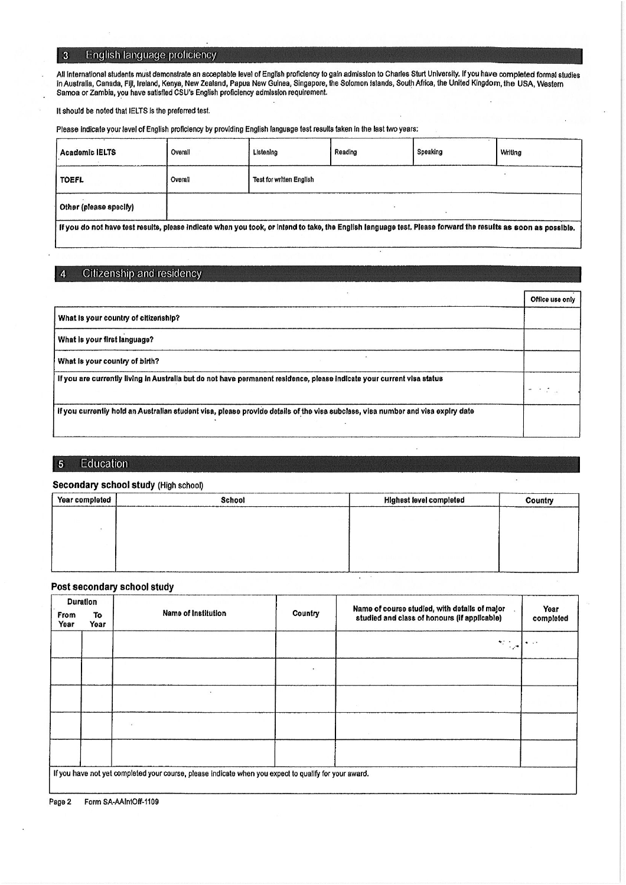## 3 English language proficiency

All international students must demonstrate an acceptable level of English proficiency to gain admission to Charles Sturt University. If you have completed formal studies in Australia, Canada, Fiji, Ireland, Kenya, New Zealand, Papua New Guinea, Singapore, the Solomon Islands, South Africa, the United Kingdom, the USA, Western Samoa or Zambia, you have satisfied CSU's English proficiency admission requirement.

It should be noted that IELTS is the preferred test.

Please indicate your level of English proficiency by providing English language test results taken in the last two years:

| **Academic IELTS** | Overall | Listening | Reading | Speaking | Writing |
|---|---|---|---|---|---|
| **TOEFL** | Overall | Test for written English | | | |
| **Other (please specify)** | | | | | |

**If you do not have test results, please indicate when you took, or intend to take, the English language test. Please forward the results as soon as possible.**

## 4 Citizenship and residency

| | Office use only |
|---|---|
| **What is your country of citizenship?** | |
| **What is your first language?** | |
| **What is your country of birth?** | |
| **If you are currently living in Australia but do not have permanent residence, please indicate your current visa status** | |
| **If you currently hold an Australian student visa, please provide details of the visa subclass, visa number and visa expiry date** | |

## 5 Education

### Secondary school study (High school)

| Year completed | School | Highest level completed | Country |
|---|---|---|---|
| | | | |

### Post secondary school study

| Duration | | Name of Institution | Country | Name of course studied, with details of major studied and class of honours (if applicable) | Year completed |
|---|---|---|---|---|---|
| From Year | To Year | | | | |
| | | | | | |
| | | | | | |
| | | | | | |
| | | | | | |
| | | | | | |

If you have not yet completed your course, please indicate when you expect to qualify for your award.

Form SA-AAIntOff-1109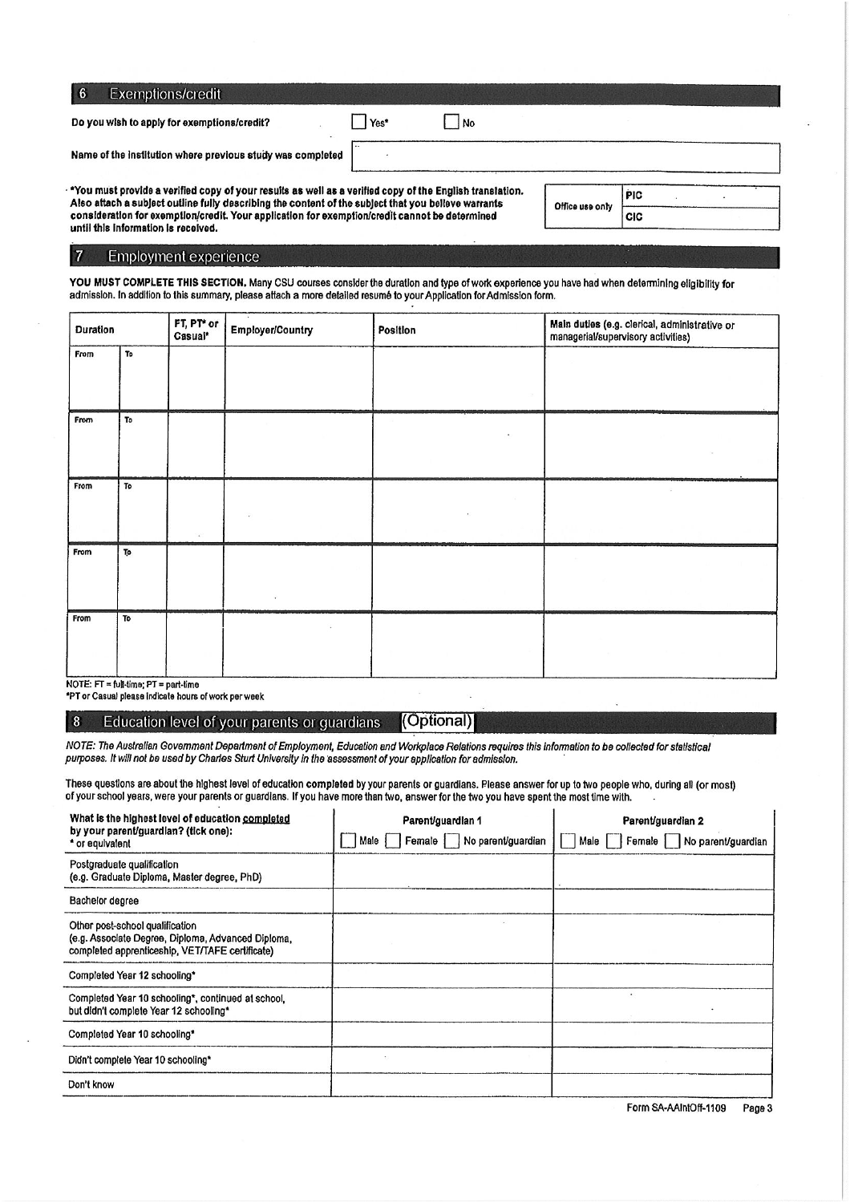## 6 Exemptions/credit

**Do you wish to apply for exemptions/credit?** ☐ Yes* ☐ No

**Name of the institution where previous study was completed**

**\*You must provide a verified copy of your results as well as a verified copy of the English translation. Also attach a subject outline fully describing the content of the subject that you believe warrants consideration for exemption/credit. Your application for exemption/credit cannot be determined until this information is received.**

| Office use only | PIC |
|---|---|
| | CIC |

## 7 Employment experience

**YOU MUST COMPLETE THIS SECTION.** Many CSU courses consider the duration and type of work experience you have had when determining eligibility for admission. In addition to this summary, please attach a more detailed resumé to your Application for Admission form.

| Duration | | FT, PT* or Casual* | Employer/Country | Position | Main duties (e.g. clerical, administrative or managerial/supervisory activities) |
|---|---|---|---|---|---|
| From | To | | | | |
| From | To | | | | |
| From | To | | | | |
| From | To | | | | |
| From | To | | | | |

NOTE: FT = full-time; PT = part-time

\*PT or Casual please indicate hours of work per week

## 8 Education level of your parents or guardians (Optional)

*NOTE: The Australian Government Department of Employment, Education and Workplace Relations requires this information to be collected for statistical purposes. It will not be used by Charles Sturt University in the assessment of your application for admission.*

These questions are about the highest level of education **completed** by your parents or guardians. Please answer for up to two people who, during all (or most) of your school years, were your parents or guardians. If you have more than two, answer for the two you have spent the most time with.

| What is the highest level of education completed by your parent/guardian? (tick one): * or equivalent | Parent/guardian 1 ☐ Male ☐ Female ☐ No parent/guardian | Parent/guardian 2 ☐ Male ☐ Female ☐ No parent/guardian |
|---|---|---|
| Postgraduate qualification (e.g. Graduate Diploma, Master degree, PhD) | | |
| Bachelor degree | | |
| Other post-school qualification (e.g. Associate Degree, Diploma, Advanced Diploma, completed apprenticeship, VET/TAFE certificate) | | |
| Completed Year 12 schooling* | | |
| Completed Year 10 schooling*, continued at school, but didn't complete Year 12 schooling* | | |
| Completed Year 10 schooling* | | |
| Didn't complete Year 10 schooling* | | |
| Don't know | | |

Form SA-AAIntOff-1109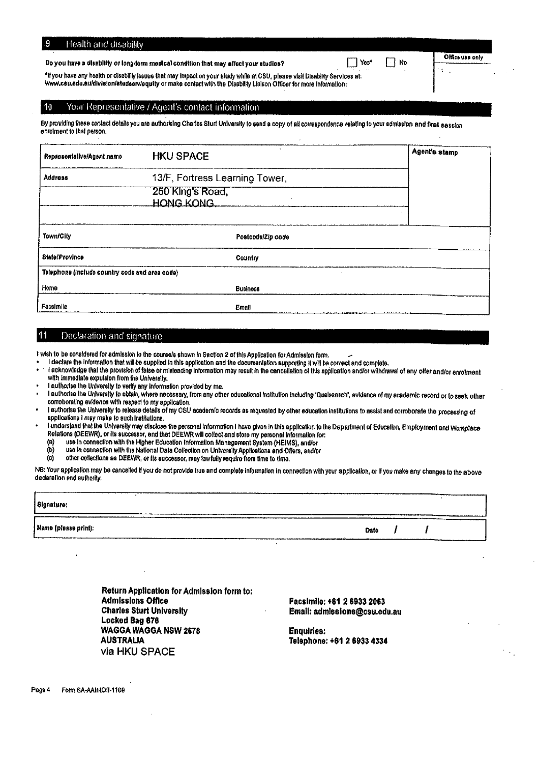## 9 Health and disability

Do you have a disability or long-term medical condition that may affect your studies? ☐ Yes* ☐ No

Office use only

*If you have any health or disability issues that may impact on your study while at CSU, please visit Disability Services at: www.csu.edu.au/division/studserv/equity or make contact with the Disability Liaison Officer for more information.

## 10 Your Representative / Agent's contact information

By providing these contact details you are authorising Charles Sturt University to send a copy of all correspondence relating to your admission and first session enrolment to that person.

| | | | |
|---|---|---|---|
| Representative/Agent name | HKU SPACE | | Agent's stamp |
| Address | 13/F, Fortress Learning Tower, | | |
| | 250 King's Road, HONG KONG. | | |
| Town/City | | Postcode/Zip code | |
| State/Province | | Country | |
| Telephone (include country code and area code) | | | |
| Home | | Business | |
| Facsimile | | Email | |

## 11 Declaration and signature

I wish to be considered for admission to the course/s shown in Section 2 of this Application for Admission form.

- I declare the information that will be supplied in this application and the documentation supporting it will be correct and complete.
- I acknowledge that the provision of false or misleading information may result in the cancellation of this application and/or withdrawal of any offer and/or enrolment with immediate expulsion from the University.
- I authorise the University to verify any information provided by me.
- I authorise the University to obtain, where necessary, from any other educational institution including 'Qualsearch', evidence of my academic record or to seek other corroborating evidence with respect to my application.
- I authorise the University to release details of my CSU academic records as requested by other education institutions to assist and corroborate the processing of applications I may make to such institutions.
- I understand that the University may disclose the personal information I have given in this application to the Department of Education, Employment and Workplace Relations (DEEWR), or its successor, and that DEEWR will collect and store my personal information for:
  - (a) use in connection with the Higher Education Information Management System (HEIMS), and/or
  - (b) use in connection with the National Data Collection on University Applications and Offers, and/or
  - (c) other collections as DEEWR, or its successor, may lawfully require from time to time.

NB: Your application may be cancelled if you do not provide true and complete information in connection with your application, or if you make any changes to the above declaration and authority.

| | |
|---|---|
| Signature: | |
| Name (please print): | Date / / |

**Return Application for Admission form to:**
**Admissions Office**
**Charles Sturt University**
**Locked Bag 676**
**WAGGA WAGGA NSW 2678**
**AUSTRALIA**
via HKU SPACE

**Facsimile: +61 2 6933 2063**
**Email: admissions@csu.edu.au**

**Enquiries:**
**Telephone: +61 2 6933 4334**

Form SA-AAIntOff-1109